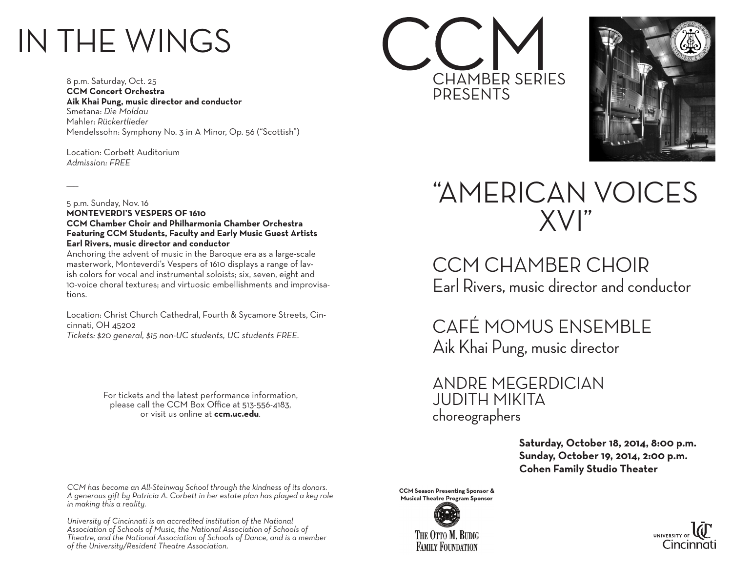# IN THE WINGS

8 p.m. Saturday, Oct. 25
**CCM Concert Orchestra**
**Aik Khai Pung, music director and conductor**
Smetana: *Die Moldau*
Mahler: *Rückertlieder*
Mendelssohn: Symphony No. 3 in A Minor, Op. 56 ("Scottish")

Location: Corbett Auditorium
*Admission: FREE*

—

5 p.m. Sunday, Nov. 16
**MONTEVERDI'S VESPERS OF 1610**
**CCM Chamber Choir and Philharmonia Chamber Orchestra**
**Featuring CCM Students, Faculty and Early Music Guest Artists**
**Earl Rivers, music director and conductor**
Anchoring the advent of music in the Baroque era as a large-scale masterwork, Monteverdi's Vespers of 1610 displays a range of lavish colors for vocal and instrumental soloists; six, seven, eight and 10-voice choral textures; and virtuosic embellishments and improvisations.

Location: Christ Church Cathedral, Fourth & Sycamore Streets, Cincinnati, OH 45202
*Tickets: $20 general, $15 non-UC students, UC students FREE.*

For tickets and the latest performance information, please call the CCM Box Office at 513-556-4183, or visit us online at **ccm.uc.edu**.

*CCM has become an All-Steinway School through the kindness of its donors. A generous gift by Patricia A. Corbett in her estate plan has played a key role in making this a reality.*

*University of Cincinnati is an accredited institution of the National Association of Schools of Music, the National Association of Schools of Theatre, and the National Association of Schools of Dance, and is a member of the University/Resident Theatre Association.*

# CCM
## CHAMBER SERIES PRESENTS

# "AMERICAN VOICES XVI"

## CCM CHAMBER CHOIR
Earl Rivers, music director and conductor

## CAFÉ MOMUS ENSEMBLE
Aik Khai Pung, music director

## ANDRE MEGERDICIAN
## JUDITH MIKITA
choreographers

**Saturday, October 18, 2014, 8:00 p.m.**
**Sunday, October 19, 2014, 2:00 p.m.**
**Cohen Family Studio Theater**

**CCM Season Presenting Sponsor & Musical Theatre Program Sponsor**

THE OTTO M. BUDIG FAMILY FOUNDATION

UNIVERSITY OF Cincinnati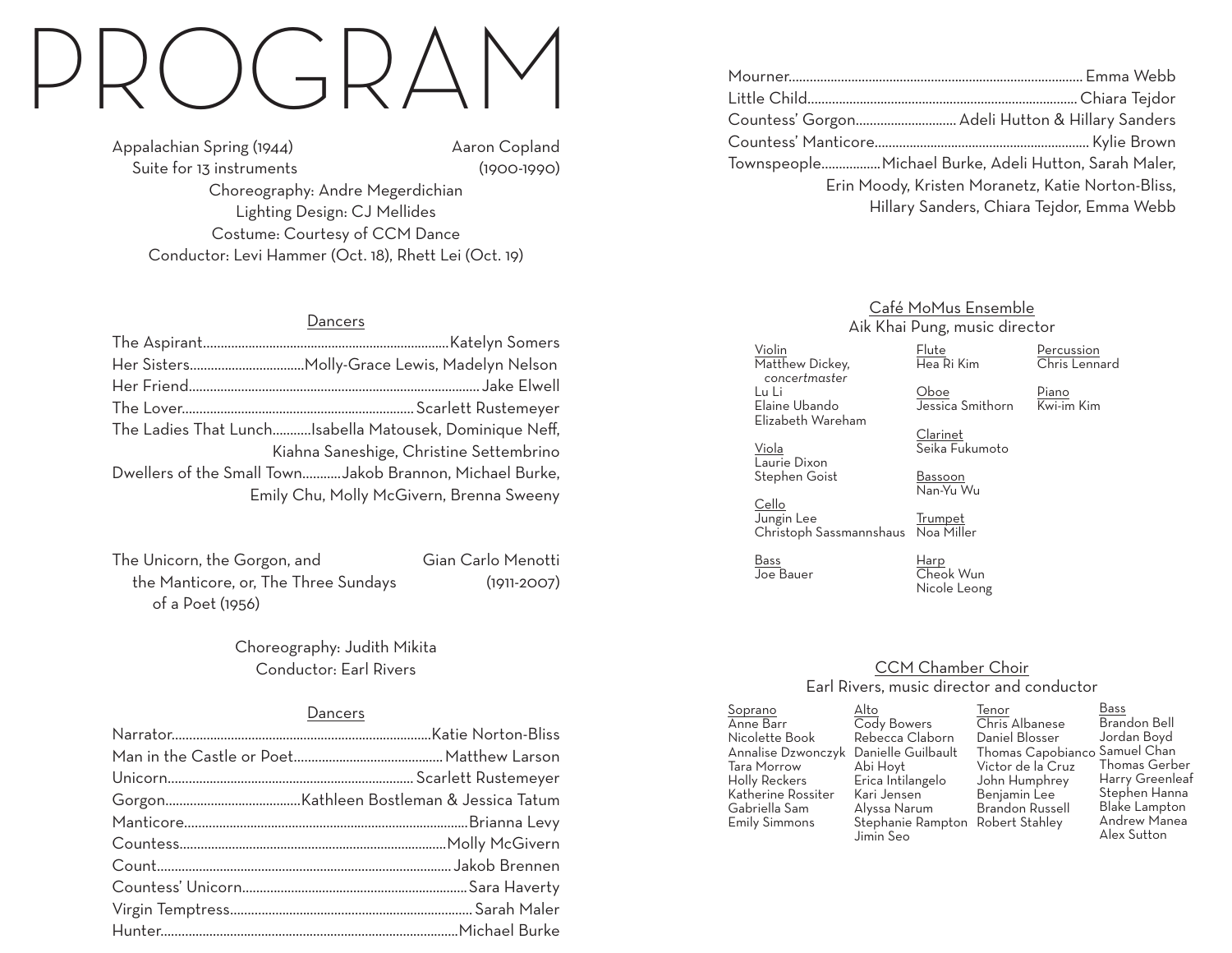# PROGRAM

Appalachian Spring (1944) — Aaron Copland (1900-1990)
Suite for 13 instruments
Choreography: Andre Megerdichian
Lighting Design: CJ Mellides
Costume: Courtesy of CCM Dance
Conductor: Levi Hammer (Oct. 18), Rhett Lei (Oct. 19)

## Dancers

The Aspirant....................Katelyn Somers
Her Sisters....................Molly-Grace Lewis, Madelyn Nelson
Her Friend....................Jake Elwell
The Lover....................Scarlett Rustemeyer
The Ladies That Lunch...........Isabella Matousek, Dominique Neff, Kiahna Saneshige, Christine Settembrino
Dwellers of the Small Town...........Jakob Brannon, Michael Burke, Emily Chu, Molly McGivern, Brenna Sweeny

The Unicorn, the Gorgon, and the Manticore, or, The Three Sundays of a Poet (1956) — Gian Carlo Menotti (1911-2007)

Choreography: Judith Mikita
Conductor: Earl Rivers

## Dancers

Narrator....................Katie Norton-Bliss
Man in the Castle or Poet....................Matthew Larson
Unicorn....................Scarlett Rustemeyer
Gorgon....................Kathleen Bostleman & Jessica Tatum
Manticore....................Brianna Levy
Countess....................Molly McGivern
Count....................Jakob Brennen
Countess' Unicorn....................Sara Haverty
Virgin Temptress....................Sarah Maler
Hunter....................Michael Burke
Mourner....................Emma Webb
Little Child....................Chiara Tejdor
Countess' Gorgon....................Adeli Hutton & Hillary Sanders
Countess' Manticore....................Kylie Brown
Townspeople.................Michael Burke, Adeli Hutton, Sarah Maler, Erin Moody, Kristen Moranetz, Katie Norton-Bliss, Hillary Sanders, Chiara Tejdor, Emma Webb

## Café MoMus Ensemble

Aik Khai Pung, music director

Violin
Matthew Dickey, *concertmaster*
Lu Li
Elaine Ubando
Elizabeth Wareham

Viola
Laurie Dixon
Stephen Goist

Cello
Jungin Lee
Christoph Sassmannshaus

Bass
Joe Bauer

Flute
Hea Ri Kim

Oboe
Jessica Smithorn

Clarinet
Seika Fukumoto

Bassoon
Nan-Yu Wu

Trumpet
Noa Miller

Harp
Cheok Wun
Nicole Leong

Percussion
Chris Lennard

Piano
Kwi-im Kim

## CCM Chamber Choir

Earl Rivers, music director and conductor

Soprano
Anne Barr
Nicolette Book
Annalise Dzwonczyk
Tara Morrow
Holly Reckers
Katherine Rossiter
Gabriella Sam
Emily Simmons

Alto
Cody Bowers
Rebecca Claborn
Danielle Guilbault
Abi Hoyt
Erica Intilangelo
Kari Jensen
Alyssa Narum
Stephanie Rampton
Jimin Seo

Tenor
Chris Albanese
Daniel Blosser
Thomas Capobianco
Victor de la Cruz
John Humphrey
Benjamin Lee
Brandon Russell
Robert Stahley

Bass
Brandon Bell
Jordan Boyd
Samuel Chan
Thomas Gerber
Harry Greenleaf
Stephen Hanna
Blake Lampton
Andrew Manea
Alex Sutton